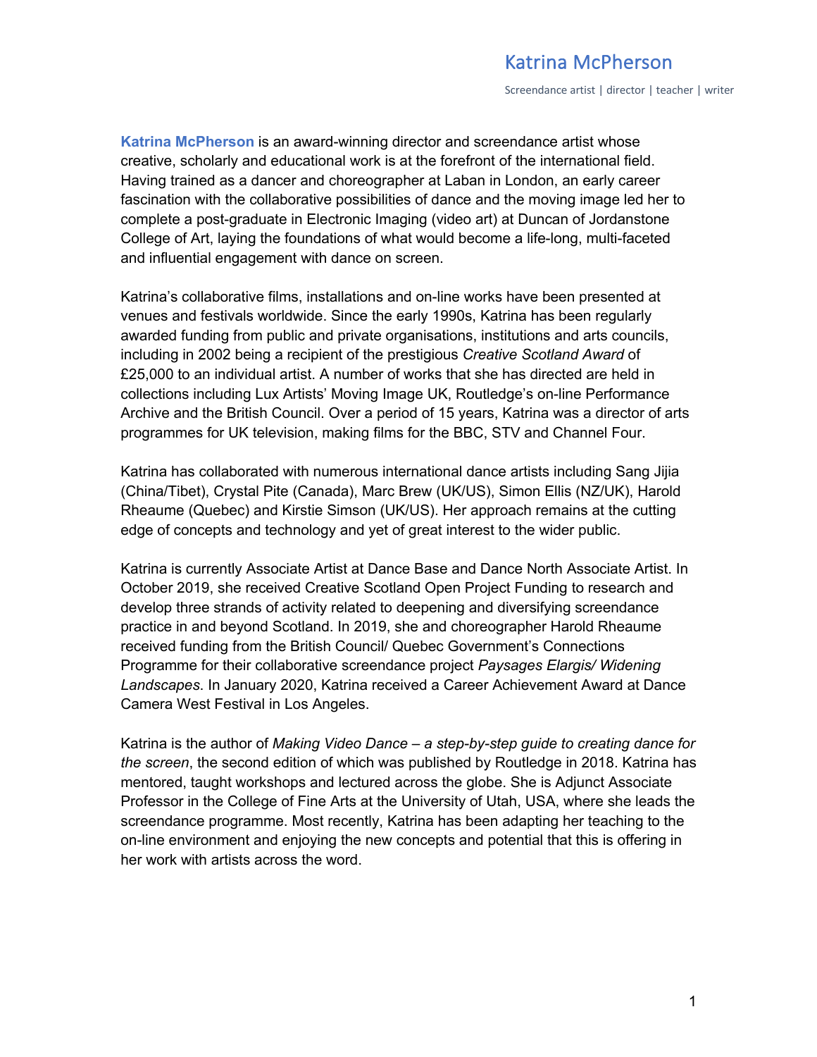# Katrina McPherson

Screendance artist | director | teacher | writer

**Katrina McPherson** is an award-winning director and screendance artist whose creative, scholarly and educational work is at the forefront of the international field. Having trained as a dancer and choreographer at Laban in London, an early career fascination with the collaborative possibilities of dance and the moving image led her to complete a post-graduate in Electronic Imaging (video art) at Duncan of Jordanstone College of Art, laying the foundations of what would become a life-long, multi-faceted and influential engagement with dance on screen.

Katrina's collaborative films, installations and on-line works have been presented at venues and festivals worldwide. Since the early 1990s, Katrina has been regularly awarded funding from public and private organisations, institutions and arts councils, including in 2002 being a recipient of the prestigious *Creative Scotland Award* of £25,000 to an individual artist. A number of works that she has directed are held in collections including Lux Artists' Moving Image UK, Routledge's on-line Performance Archive and the British Council. Over a period of 15 years, Katrina was a director of arts programmes for UK television, making films for the BBC, STV and Channel Four.

Katrina has collaborated with numerous international dance artists including Sang Jijia (China/Tibet), Crystal Pite (Canada), Marc Brew (UK/US), Simon Ellis (NZ/UK), Harold Rheaume (Quebec) and Kirstie Simson (UK/US). Her approach remains at the cutting edge of concepts and technology and yet of great interest to the wider public.

Katrina is currently Associate Artist at Dance Base and Dance North Associate Artist. In October 2019, she received Creative Scotland Open Project Funding to research and develop three strands of activity related to deepening and diversifying screendance practice in and beyond Scotland. In 2019, she and choreographer Harold Rheaume received funding from the British Council/ Quebec Government's Connections Programme for their collaborative screendance project *Paysages Elargis/ Widening Landscapes*. In January 2020, Katrina received a Career Achievement Award at Dance Camera West Festival in Los Angeles.

Katrina is the author of *Making Video Dance – a step-by-step guide to creating dance for the screen*, the second edition of which was published by Routledge in 2018. Katrina has mentored, taught workshops and lectured across the globe. She is Adjunct Associate Professor in the College of Fine Arts at the University of Utah, USA, where she leads the screendance programme. Most recently, Katrina has been adapting her teaching to the on-line environment and enjoying the new concepts and potential that this is offering in her work with artists across the word.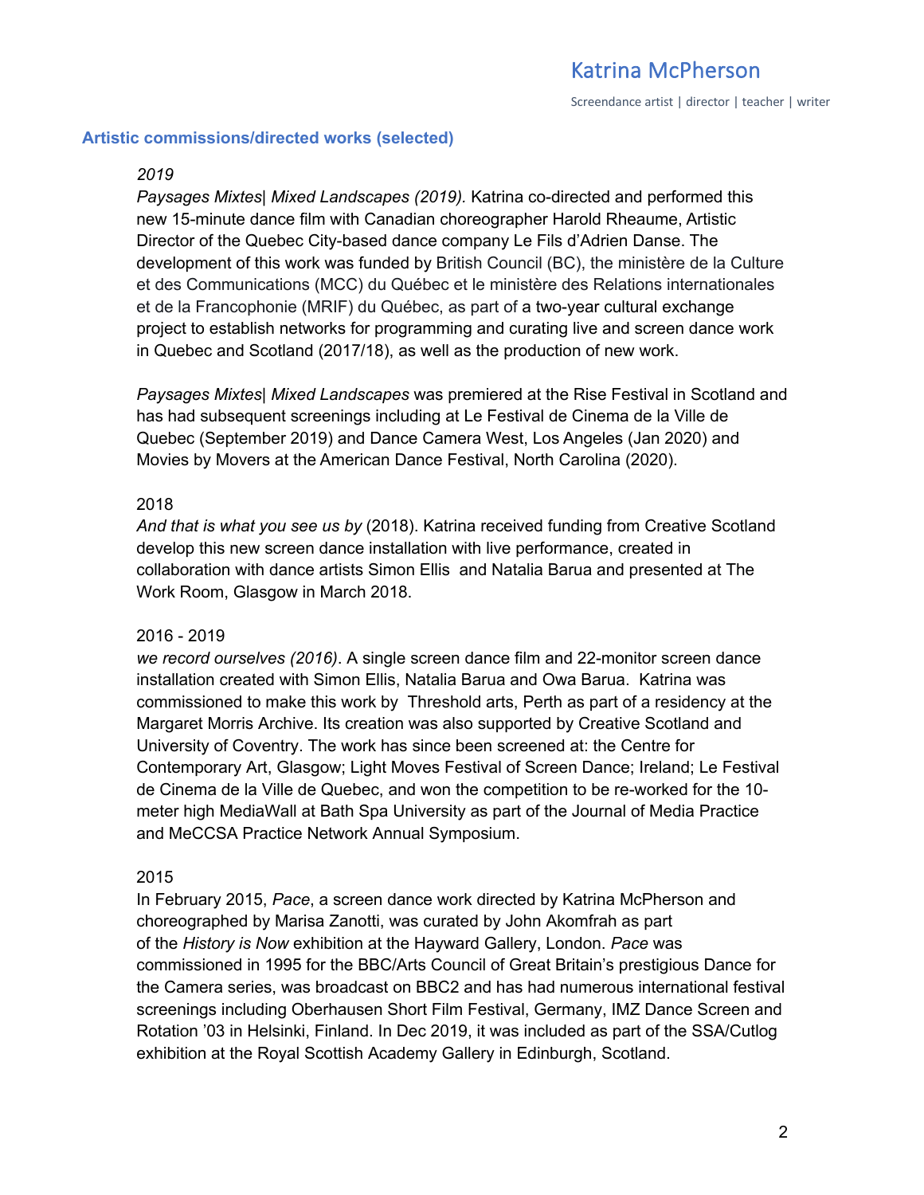## Artistic commissions/directed works (selected)

*2019*

*Paysages Mixtes| Mixed Landscapes (2019).* Katrina co-directed and performed this new 15-minute dance film with Canadian choreographer Harold Rheaume, Artistic Director of the Quebec City-based dance company Le Fils d'Adrien Danse. The development of this work was funded by British Council (BC), the ministère de la Culture et des Communications (MCC) du Québec et le ministère des Relations internationales et de la Francophonie (MRIF) du Québec, as part of a two-year cultural exchange project to establish networks for programming and curating live and screen dance work in Quebec and Scotland (2017/18), as well as the production of new work.

*Paysages Mixtes| Mixed Landscapes* was premiered at the Rise Festival in Scotland and has had subsequent screenings including at Le Festival de Cinema de la Ville de Quebec (September 2019) and Dance Camera West, Los Angeles (Jan 2020) and Movies by Movers at the American Dance Festival, North Carolina (2020).

2018

*And that is what you see us by* (2018). Katrina received funding from Creative Scotland develop this new screen dance installation with live performance, created in collaboration with dance artists Simon Ellis and Natalia Barua and presented at The Work Room, Glasgow in March 2018.

2016 - 2019

*we record ourselves (2016)*. A single screen dance film and 22-monitor screen dance installation created with Simon Ellis, Natalia Barua and Owa Barua. Katrina was commissioned to make this work by Threshold arts, Perth as part of a residency at the Margaret Morris Archive. Its creation was also supported by Creative Scotland and University of Coventry. The work has since been screened at: the Centre for Contemporary Art, Glasgow; Light Moves Festival of Screen Dance; Ireland; Le Festival de Cinema de la Ville de Quebec, and won the competition to be re-worked for the 10-meter high MediaWall at Bath Spa University as part of the Journal of Media Practice and MeCCSA Practice Network Annual Symposium.

2015

In February 2015, *Pace*, a screen dance work directed by Katrina McPherson and choreographed by Marisa Zanotti, was curated by John Akomfrah as part of the *History is Now* exhibition at the Hayward Gallery, London. *Pace* was commissioned in 1995 for the BBC/Arts Council of Great Britain's prestigious Dance for the Camera series, was broadcast on BBC2 and has had numerous international festival screenings including Oberhausen Short Film Festival, Germany, IMZ Dance Screen and Rotation '03 in Helsinki, Finland. In Dec 2019, it was included as part of the SSA/Cutlog exhibition at the Royal Scottish Academy Gallery in Edinburgh, Scotland.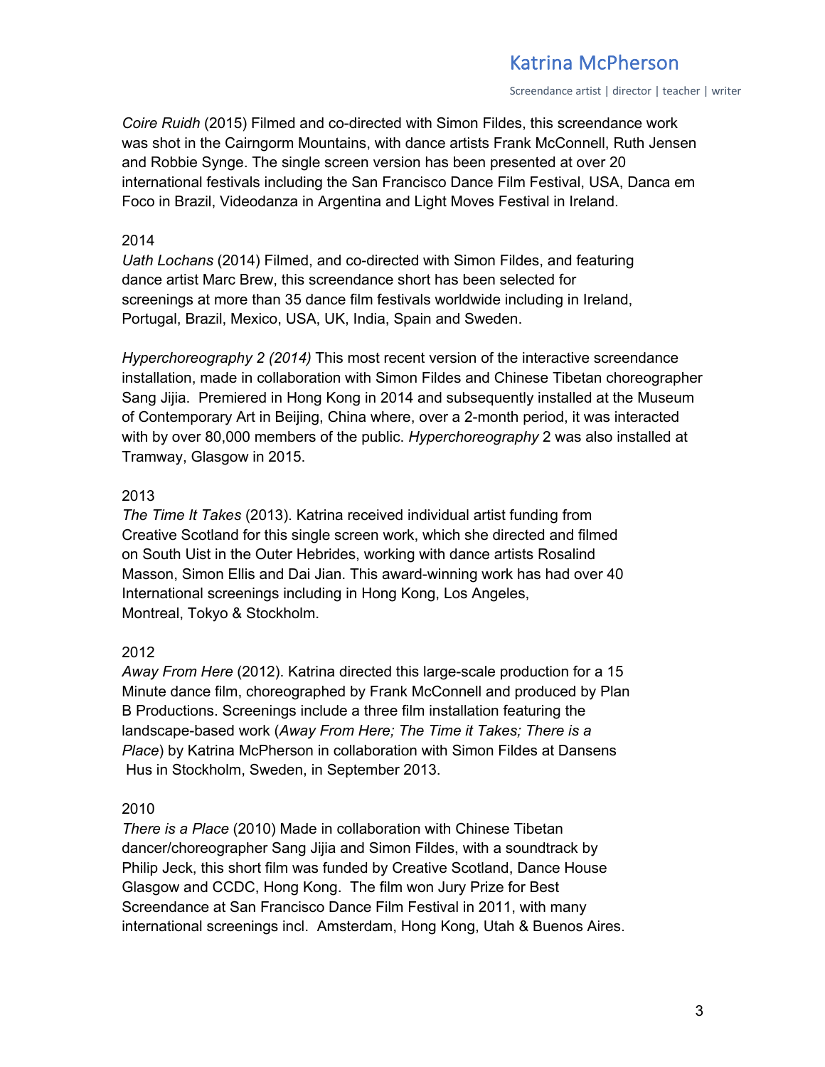*Coire Ruidh* (2015) Filmed and co-directed with Simon Fildes, this screendance work was shot in the Cairngorm Mountains, with dance artists Frank McConnell, Ruth Jensen and Robbie Synge. The single screen version has been presented at over 20 international festivals including the San Francisco Dance Film Festival, USA, Danca em Foco in Brazil, Videodanza in Argentina and Light Moves Festival in Ireland.

2014

*Uath Lochans* (2014) Filmed, and co-directed with Simon Fildes, and featuring dance artist Marc Brew, this screendance short has been selected for screenings at more than 35 dance film festivals worldwide including in Ireland, Portugal, Brazil, Mexico, USA, UK, India, Spain and Sweden.

*Hyperchoreography 2 (2014)* This most recent version of the interactive screendance installation, made in collaboration with Simon Fildes and Chinese Tibetan choreographer Sang Jijia. Premiered in Hong Kong in 2014 and subsequently installed at the Museum of Contemporary Art in Beijing, China where, over a 2-month period, it was interacted with by over 80,000 members of the public. *Hyperchoreography* 2 was also installed at Tramway, Glasgow in 2015.

2013

*The Time It Takes* (2013). Katrina received individual artist funding from Creative Scotland for this single screen work, which she directed and filmed on South Uist in the Outer Hebrides, working with dance artists Rosalind Masson, Simon Ellis and Dai Jian. This award-winning work has had over 40 International screenings including in Hong Kong, Los Angeles, Montreal, Tokyo & Stockholm.

2012

*Away From Here* (2012). Katrina directed this large-scale production for a 15 Minute dance film, choreographed by Frank McConnell and produced by Plan B Productions. Screenings include a three film installation featuring the landscape-based work (*Away From Here; The Time it Takes; There is a Place*) by Katrina McPherson in collaboration with Simon Fildes at Dansens Hus in Stockholm, Sweden, in September 2013.

2010

*There is a Place* (2010) Made in collaboration with Chinese Tibetan dancer/choreographer Sang Jijia and Simon Fildes, with a soundtrack by Philip Jeck, this short film was funded by Creative Scotland, Dance House Glasgow and CCDC, Hong Kong. The film won Jury Prize for Best Screendance at San Francisco Dance Film Festival in 2011, with many international screenings incl. Amsterdam, Hong Kong, Utah & Buenos Aires.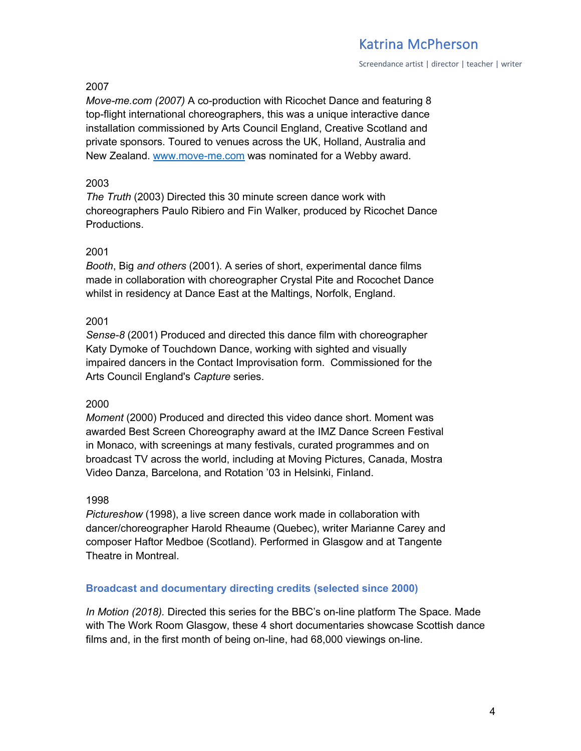2007

*Move-me.com (2007)* A co-production with Ricochet Dance and featuring 8 top-flight international choreographers, this was a unique interactive dance installation commissioned by Arts Council England, Creative Scotland and private sponsors. Toured to venues across the UK, Holland, Australia and New Zealand. [www.move-me.com](http://www.move-me.com) was nominated for a Webby award.

2003

*The Truth* (2003) Directed this 30 minute screen dance work with choreographers Paulo Ribiero and Fin Walker, produced by Ricochet Dance Productions.

2001

*Booth*, Big *and others* (2001). A series of short, experimental dance films made in collaboration with choreographer Crystal Pite and Rocochet Dance whilst in residency at Dance East at the Maltings, Norfolk, England.

2001

*Sense-8* (2001) Produced and directed this dance film with choreographer Katy Dymoke of Touchdown Dance, working with sighted and visually impaired dancers in the Contact Improvisation form. Commissioned for the Arts Council England's *Capture* series.

2000

*Moment* (2000) Produced and directed this video dance short. Moment was awarded Best Screen Choreography award at the IMZ Dance Screen Festival in Monaco, with screenings at many festivals, curated programmes and on broadcast TV across the world, including at Moving Pictures, Canada, Mostra Video Danza, Barcelona, and Rotation '03 in Helsinki, Finland.

1998

*Pictureshow* (1998), a live screen dance work made in collaboration with dancer/choreographer Harold Rheaume (Quebec), writer Marianne Carey and composer Haftor Medboe (Scotland). Performed in Glasgow and at Tangente Theatre in Montreal.

### Broadcast and documentary directing credits (selected since 2000)

*In Motion (2018).* Directed this series for the BBC's on-line platform The Space. Made with The Work Room Glasgow, these 4 short documentaries showcase Scottish dance films and, in the first month of being on-line, had 68,000 viewings on-line.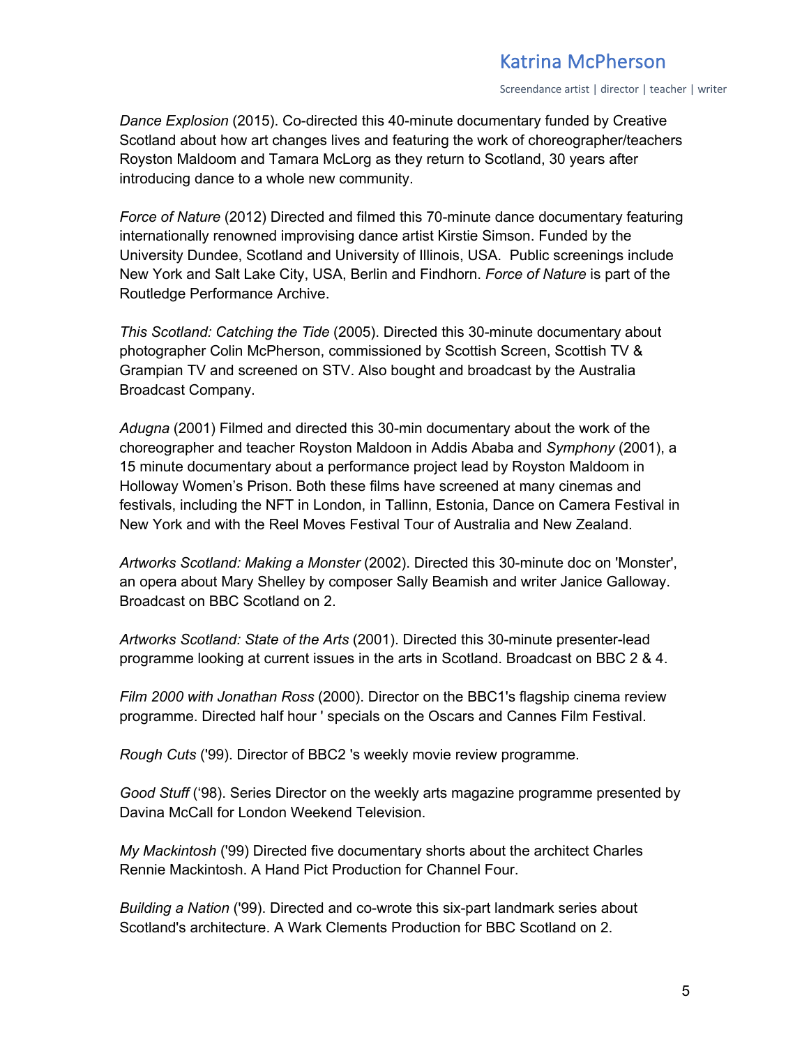*Dance Explosion* (2015). Co-directed this 40-minute documentary funded by Creative Scotland about how art changes lives and featuring the work of choreographer/teachers Royston Maldoom and Tamara McLorg as they return to Scotland, 30 years after introducing dance to a whole new community.

*Force of Nature* (2012) Directed and filmed this 70-minute dance documentary featuring internationally renowned improvising dance artist Kirstie Simson. Funded by the University Dundee, Scotland and University of Illinois, USA. Public screenings include New York and Salt Lake City, USA, Berlin and Findhorn. *Force of Nature* is part of the Routledge Performance Archive.

*This Scotland: Catching the Tide* (2005). Directed this 30-minute documentary about photographer Colin McPherson, commissioned by Scottish Screen, Scottish TV & Grampian TV and screened on STV. Also bought and broadcast by the Australia Broadcast Company.

*Adugna* (2001) Filmed and directed this 30-min documentary about the work of the choreographer and teacher Royston Maldoon in Addis Ababa and *Symphony* (2001), a 15 minute documentary about a performance project lead by Royston Maldoom in Holloway Women's Prison. Both these films have screened at many cinemas and festivals, including the NFT in London, in Tallinn, Estonia, Dance on Camera Festival in New York and with the Reel Moves Festival Tour of Australia and New Zealand.

*Artworks Scotland: Making a Monster* (2002). Directed this 30-minute doc on 'Monster', an opera about Mary Shelley by composer Sally Beamish and writer Janice Galloway. Broadcast on BBC Scotland on 2.

*Artworks Scotland: State of the Arts* (2001). Directed this 30-minute presenter-lead programme looking at current issues in the arts in Scotland. Broadcast on BBC 2 & 4.

*Film 2000 with Jonathan Ross* (2000). Director on the BBC1's flagship cinema review programme. Directed half hour ' specials on the Oscars and Cannes Film Festival.

*Rough Cuts* ('99). Director of BBC2 's weekly movie review programme.

*Good Stuff* ('98). Series Director on the weekly arts magazine programme presented by Davina McCall for London Weekend Television.

*My Mackintosh* ('99) Directed five documentary shorts about the architect Charles Rennie Mackintosh. A Hand Pict Production for Channel Four.

*Building a Nation* ('99). Directed and co-wrote this six-part landmark series about Scotland's architecture. A Wark Clements Production for BBC Scotland on 2.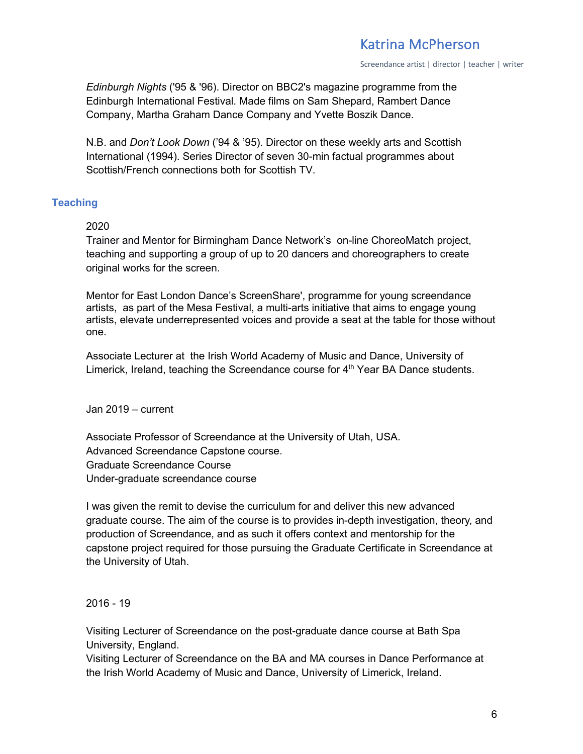*Edinburgh Nights* ('95 & '96). Director on BBC2's magazine programme from the Edinburgh International Festival. Made films on Sam Shepard, Rambert Dance Company, Martha Graham Dance Company and Yvette Boszik Dance.

N.B. and *Don't Look Down* ('94 & '95). Director on these weekly arts and Scottish International (1994). Series Director of seven 30-min factual programmes about Scottish/French connections both for Scottish TV.

## Teaching

2020

Trainer and Mentor for Birmingham Dance Network's on-line ChoreoMatch project, teaching and supporting a group of up to 20 dancers and choreographers to create original works for the screen.

Mentor for East London Dance's ScreenShare', programme for young screendance artists, as part of the Mesa Festival, a multi-arts initiative that aims to engage young artists, elevate underrepresented voices and provide a seat at the table for those without one.

Associate Lecturer at the Irish World Academy of Music and Dance, University of Limerick, Ireland, teaching the Screendance course for 4th Year BA Dance students.

Jan 2019 – current

Associate Professor of Screendance at the University of Utah, USA.
Advanced Screendance Capstone course.
Graduate Screendance Course
Under-graduate screendance course

I was given the remit to devise the curriculum for and deliver this new advanced graduate course. The aim of the course is to provides in-depth investigation, theory, and production of Screendance, and as such it offers context and mentorship for the capstone project required for those pursuing the Graduate Certificate in Screendance at the University of Utah.

2016 - 19

Visiting Lecturer of Screendance on the post-graduate dance course at Bath Spa University, England.
Visiting Lecturer of Screendance on the BA and MA courses in Dance Performance at the Irish World Academy of Music and Dance, University of Limerick, Ireland.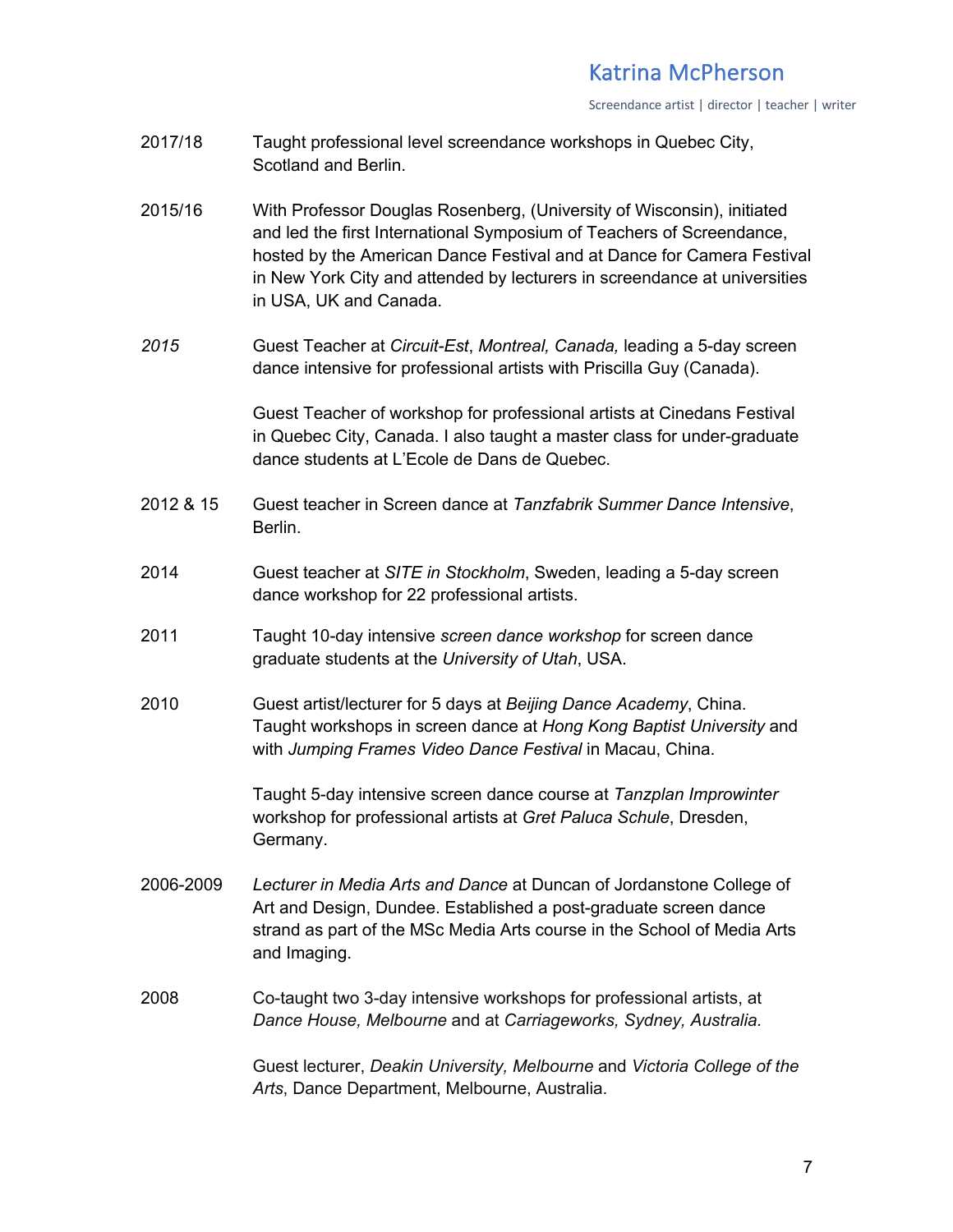2017/18 Taught professional level screendance workshops in Quebec City, Scotland and Berlin.

2015/16 With Professor Douglas Rosenberg, (University of Wisconsin), initiated and led the first International Symposium of Teachers of Screendance, hosted by the American Dance Festival and at Dance for Camera Festival in New York City and attended by lecturers in screendance at universities in USA, UK and Canada.

*2015* Guest Teacher at *Circuit-Est*, *Montreal, Canada,* leading a 5-day screen dance intensive for professional artists with Priscilla Guy (Canada).

Guest Teacher of workshop for professional artists at Cinedans Festival in Quebec City, Canada. I also taught a master class for under-graduate dance students at L'Ecole de Dans de Quebec.

2012 & 15 Guest teacher in Screen dance at *Tanzfabrik Summer Dance Intensive*, Berlin.

2014 Guest teacher at *SITE in Stockholm*, Sweden, leading a 5-day screen dance workshop for 22 professional artists.

2011 Taught 10-day intensive *screen dance workshop* for screen dance graduate students at the *University of Utah*, USA.

2010 Guest artist/lecturer for 5 days at *Beijing Dance Academy*, China. Taught workshops in screen dance at *Hong Kong Baptist University* and with *Jumping Frames Video Dance Festival* in Macau, China.

Taught 5-day intensive screen dance course at *Tanzplan Improwinter* workshop for professional artists at *Gret Paluca Schule*, Dresden, Germany.

2006-2009 *Lecturer in Media Arts and Dance* at Duncan of Jordanstone College of Art and Design, Dundee. Established a post-graduate screen dance strand as part of the MSc Media Arts course in the School of Media Arts and Imaging.

2008 Co-taught two 3-day intensive workshops for professional artists, at *Dance House, Melbourne* and at *Carriageworks, Sydney, Australia.*

Guest lecturer, *Deakin University, Melbourne* and *Victoria College of the Arts*, Dance Department, Melbourne, Australia.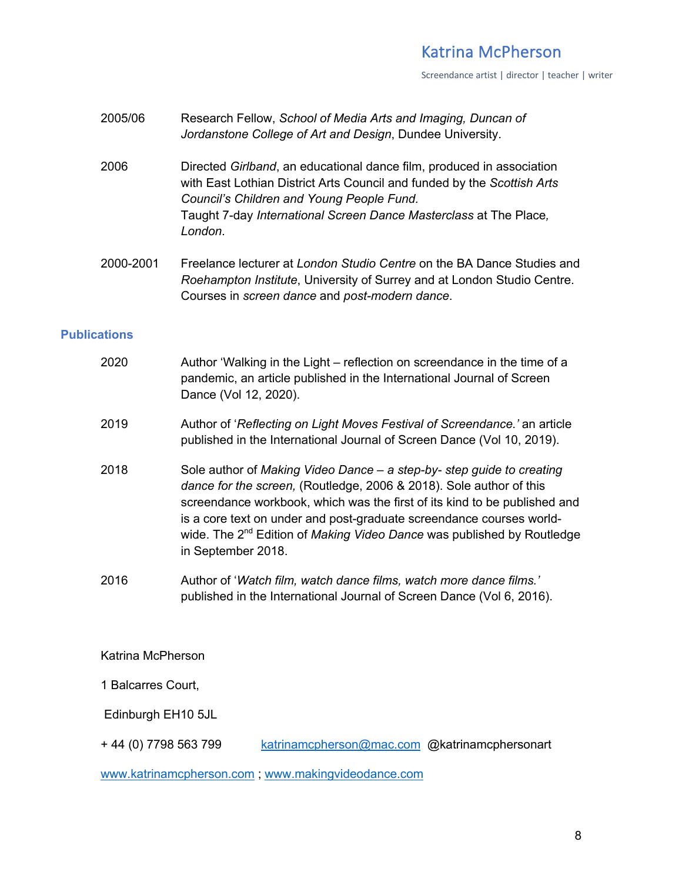| | |
|---|---|
| 2005/06 | Research Fellow, *School of Media Arts and Imaging, Duncan of Jordanstone College of Art and Design*, Dundee University. |
| 2006 | Directed *Girlband*, an educational dance film, produced in association with East Lothian District Arts Council and funded by the *Scottish Arts Council's Children and Young People Fund.* Taught 7-day *International Screen Dance Masterclass* at The Place*, London*. |
| 2000-2001 | Freelance lecturer at *London Studio Centre* on the BA Dance Studies and *Roehampton Institute*, University of Surrey and at London Studio Centre. Courses in *screen dance* and *post-modern dance*. |

## Publications

| | |
|---|---|
| 2020 | Author 'Walking in the Light – reflection on screendance in the time of a pandemic, an article published in the International Journal of Screen Dance (Vol 12, 2020). |
| 2019 | Author of '*Reflecting on Light Moves Festival of Screendance.'* an article published in the International Journal of Screen Dance (Vol 10, 2019). |
| 2018 | Sole author of *Making Video Dance – a step-by- step guide to creating dance for the screen,* (Routledge, 2006 & 2018). Sole author of this screendance workbook, which was the first of its kind to be published and is a core text on under and post-graduate screendance courses world-wide. The 2nd Edition of *Making Video Dance* was published by Routledge in September 2018. |
| 2016 | Author of '*Watch film, watch dance films, watch more dance films.'* published in the International Journal of Screen Dance (Vol 6, 2016). |

Katrina McPherson

1 Balcarres Court,

Edinburgh EH10 5JL

+ 44 (0) 7798 563 799 katrinamcpherson@mac.com @katrinamcphersonart

www.katrinamcpherson.com ; www.makingvideodance.com